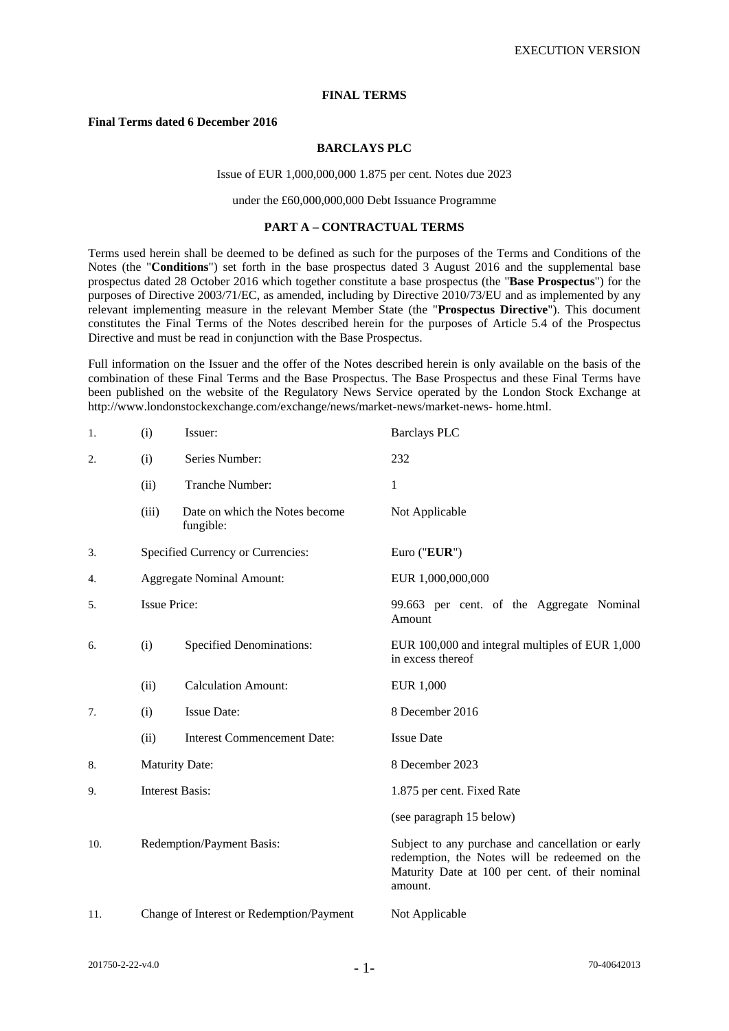EXECUTION VERSION

# FINAL TERMS

**Final Terms dated 6 December 2016**

**BARCLAYS PLC**

Issue of EUR 1,000,000,000 1.875 per cent. Notes due 2023

under the £60,000,000,000 Debt Issuance Programme

## PART A – CONTRACTUAL TERMS

Terms used herein shall be deemed to be defined as such for the purposes of the Terms and Conditions of the Notes (the "**Conditions**") set forth in the base prospectus dated 3 August 2016 and the supplemental base prospectus dated 28 October 2016 which together constitute a base prospectus (the "**Base Prospectus**") for the purposes of Directive 2003/71/EC, as amended, including by Directive 2010/73/EU and as implemented by any relevant implementing measure in the relevant Member State (the "**Prospectus Directive**"). This document constitutes the Final Terms of the Notes described herein for the purposes of Article 5.4 of the Prospectus Directive and must be read in conjunction with the Base Prospectus.

Full information on the Issuer and the offer of the Notes described herein is only available on the basis of the combination of these Final Terms and the Base Prospectus. The Base Prospectus and these Final Terms have been published on the website of the Regulatory News Service operated by the London Stock Exchange at http://www.londonstockexchange.com/exchange/news/market-news/market-news- home.html.

| | | | |
|---|---|---|---|
| 1. | (i) | Issuer: | Barclays PLC |
| 2. | (i) | Series Number: | 232 |
| | (ii) | Tranche Number: | 1 |
| | (iii) | Date on which the Notes become fungible: | Not Applicable |
| 3. | | Specified Currency or Currencies: | Euro ("**EUR**") |
| 4. | | Aggregate Nominal Amount: | EUR 1,000,000,000 |
| 5. | | Issue Price: | 99.663 per cent. of the Aggregate Nominal Amount |
| 6. | (i) | Specified Denominations: | EUR 100,000 and integral multiples of EUR 1,000 in excess thereof |
| | (ii) | Calculation Amount: | EUR 1,000 |
| 7. | (i) | Issue Date: | 8 December 2016 |
| | (ii) | Interest Commencement Date: | Issue Date |
| 8. | | Maturity Date: | 8 December 2023 |
| 9. | | Interest Basis: | 1.875 per cent. Fixed Rate<br>(see paragraph 15 below) |
| 10. | | Redemption/Payment Basis: | Subject to any purchase and cancellation or early redemption, the Notes will be redeemed on the Maturity Date at 100 per cent. of their nominal amount. |
| 11. | | Change of Interest or Redemption/Payment | Not Applicable |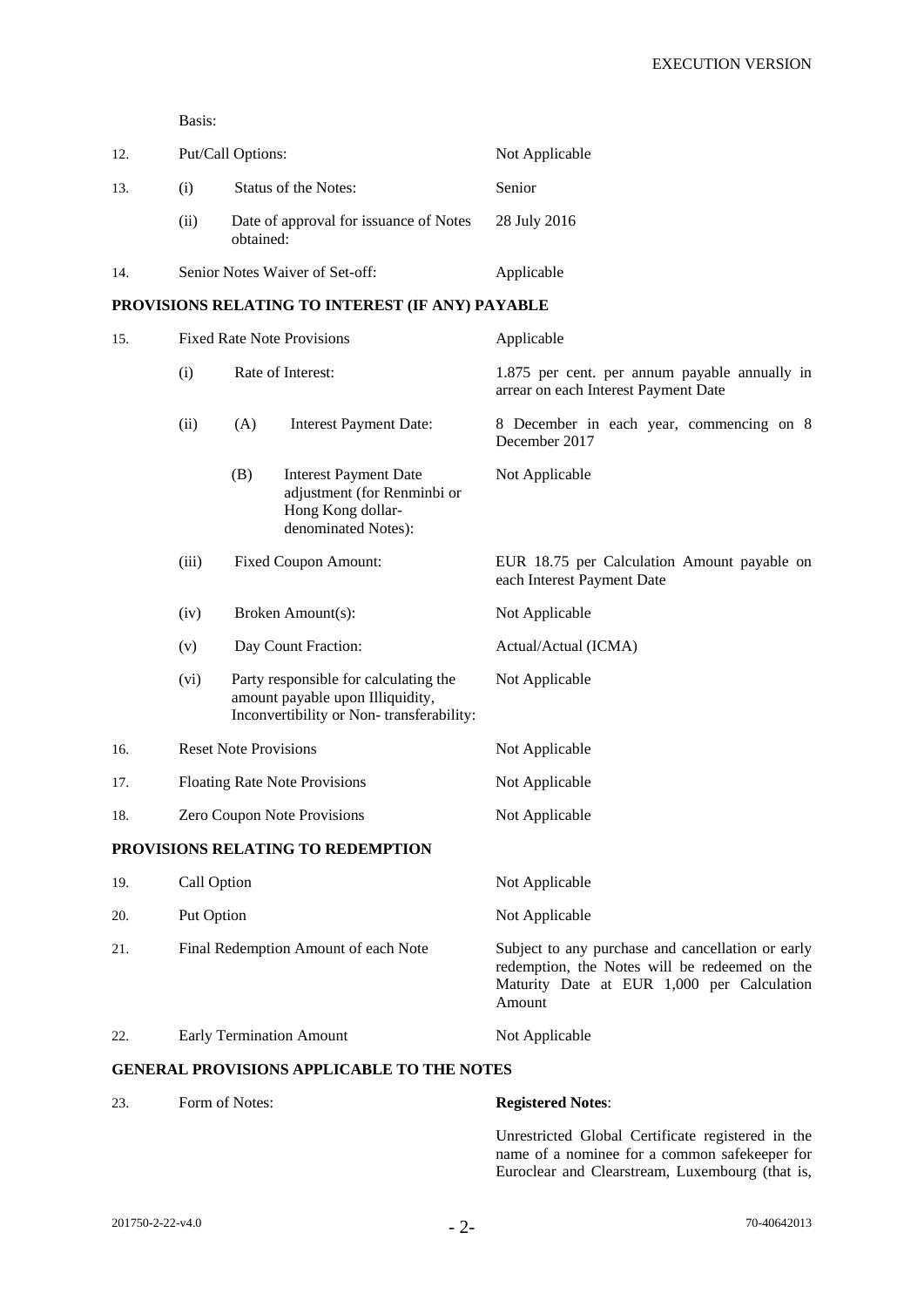| | | | |
|---|---|---|---|
| | Basis: | | |
| 12. | Put/Call Options: | | Not Applicable |
| 13. | (i) | Status of the Notes: | Senior |
| | (ii) | Date of approval for issuance of Notes obtained: | 28 July 2016 |
| 14. | Senior Notes Waiver of Set-off: | | Applicable |

**PROVISIONS RELATING TO INTEREST (IF ANY) PAYABLE**

| | | | |
|---|---|---|---|
| 15. | Fixed Rate Note Provisions | | Applicable |
| | (i) | Rate of Interest: | 1.875 per cent. per annum payable annually in arrear on each Interest Payment Date |
| | (ii) (A) | Interest Payment Date: | 8 December in each year, commencing on 8 December 2017 |
| | (B) | Interest Payment Date adjustment (for Renminbi or Hong Kong dollar-denominated Notes): | Not Applicable |
| | (iii) | Fixed Coupon Amount: | EUR 18.75 per Calculation Amount payable on each Interest Payment Date |
| | (iv) | Broken Amount(s): | Not Applicable |
| | (v) | Day Count Fraction: | Actual/Actual (ICMA) |
| | (vi) | Party responsible for calculating the amount payable upon Illiquidity, Inconvertibility or Non- transferability: | Not Applicable |
| 16. | Reset Note Provisions | | Not Applicable |
| 17. | Floating Rate Note Provisions | | Not Applicable |
| 18. | Zero Coupon Note Provisions | | Not Applicable |

**PROVISIONS RELATING TO REDEMPTION**

| | | |
|---|---|---|
| 19. | Call Option | Not Applicable |
| 20. | Put Option | Not Applicable |
| 21. | Final Redemption Amount of each Note | Subject to any purchase and cancellation or early redemption, the Notes will be redeemed on the Maturity Date at EUR 1,000 per Calculation Amount |
| 22. | Early Termination Amount | Not Applicable |

**GENERAL PROVISIONS APPLICABLE TO THE NOTES**

| | | |
|---|---|---|
| 23. | Form of Notes: | **Registered Notes**:<br><br>Unrestricted Global Certificate registered in the name of a nominee for a common safekeeper for Euroclear and Clearstream, Luxembourg (that is, |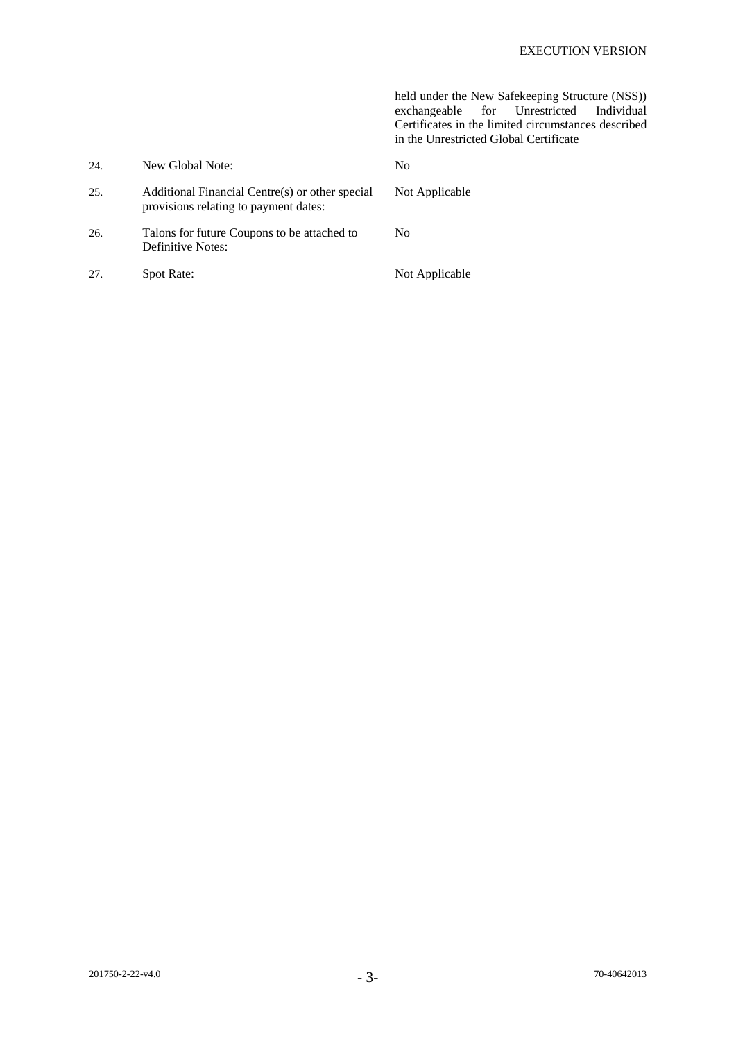| | | held under the New Safekeeping Structure (NSS)) exchangeable for Unrestricted Individual Certificates in the limited circumstances described in the Unrestricted Global Certificate |
|---|---|---|
| 24. | New Global Note: | No |
| 25. | Additional Financial Centre(s) or other special provisions relating to payment dates: | Not Applicable |
| 26. | Talons for future Coupons to be attached to Definitive Notes: | No |
| 27. | Spot Rate: | Not Applicable |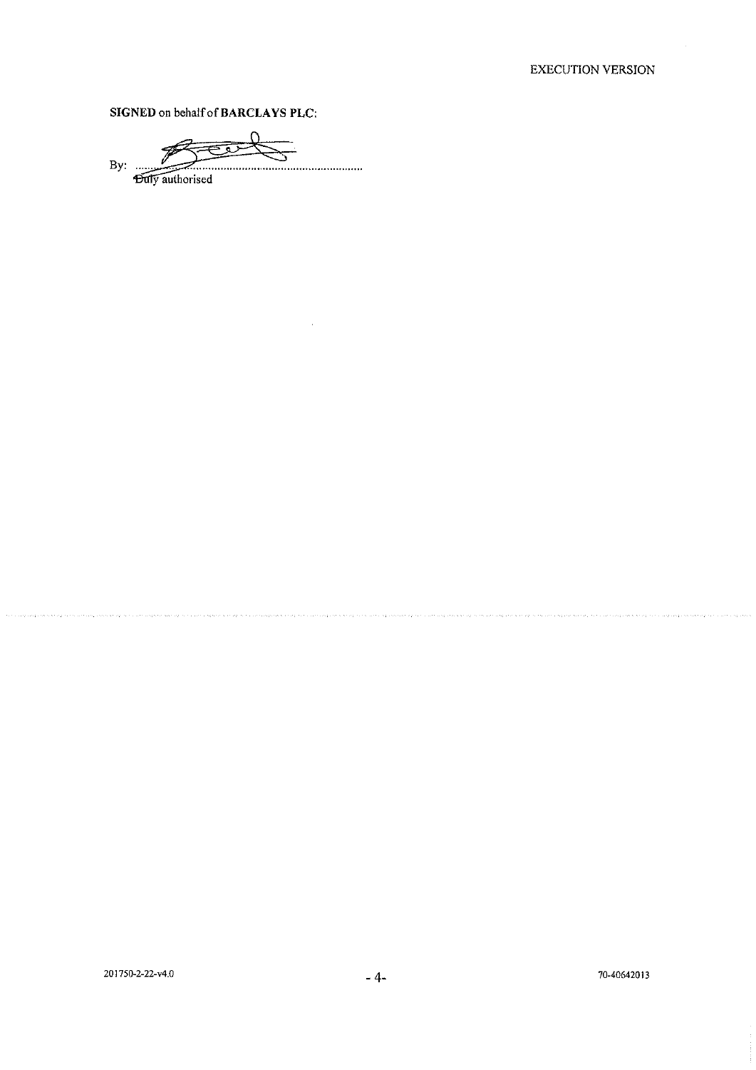EXECUTION VERSION

**SIGNED** on behalf of **BARCLAYS PLC**:

By: ..............................................................
Duly authorised

201750-2-22-v4.0 70-40642013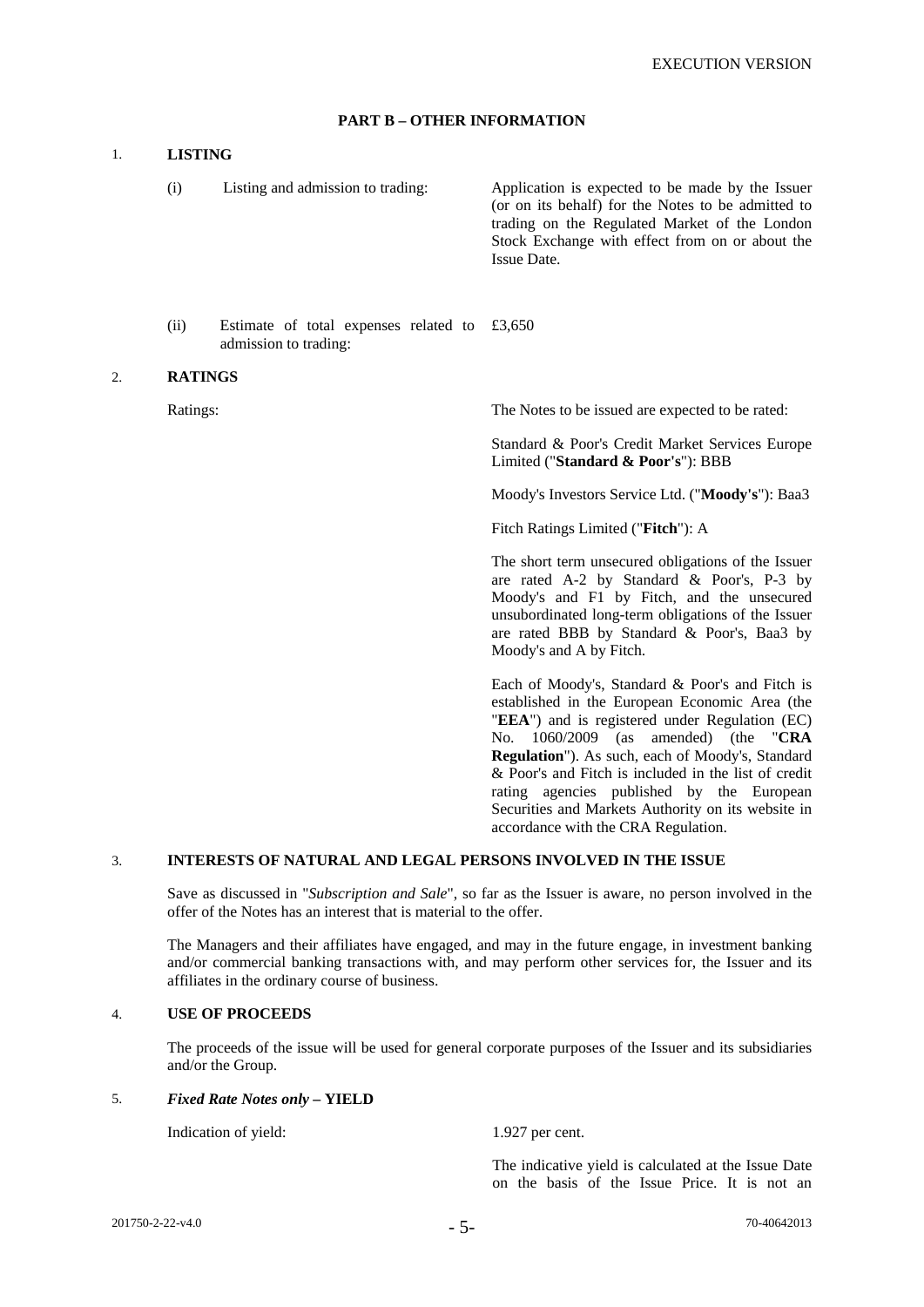## PART B – OTHER INFORMATION

### 1. LISTING

| | |
|---|---|
| (i) Listing and admission to trading: | Application is expected to be made by the Issuer (or on its behalf) for the Notes to be admitted to trading on the Regulated Market of the London Stock Exchange with effect from on or about the Issue Date. |
| (ii) Estimate of total expenses related to admission to trading: | £3,650 |

### 2. RATINGS

Ratings:

The Notes to be issued are expected to be rated:

Standard & Poor's Credit Market Services Europe Limited ("**Standard & Poor's**"): BBB

Moody's Investors Service Ltd. ("**Moody's**"): Baa3

Fitch Ratings Limited ("**Fitch**"): A

The short term unsecured obligations of the Issuer are rated A-2 by Standard & Poor's, P-3 by Moody's and F1 by Fitch, and the unsecured unsubordinated long-term obligations of the Issuer are rated BBB by Standard & Poor's, Baa3 by Moody's and A by Fitch.

Each of Moody's, Standard & Poor's and Fitch is established in the European Economic Area (the "**EEA**") and is registered under Regulation (EC) No. 1060/2009 (as amended) (the "**CRA Regulation**"). As such, each of Moody's, Standard & Poor's and Fitch is included in the list of credit rating agencies published by the European Securities and Markets Authority on its website in accordance with the CRA Regulation.

### 3. INTERESTS OF NATURAL AND LEGAL PERSONS INVOLVED IN THE ISSUE

Save as discussed in "*Subscription and Sale*", so far as the Issuer is aware, no person involved in the offer of the Notes has an interest that is material to the offer.

The Managers and their affiliates have engaged, and may in the future engage, in investment banking and/or commercial banking transactions with, and may perform other services for, the Issuer and its affiliates in the ordinary course of business.

### 4. USE OF PROCEEDS

The proceeds of the issue will be used for general corporate purposes of the Issuer and its subsidiaries and/or the Group.

### 5. *Fixed Rate Notes only* – YIELD

Indication of yield: 1.927 per cent.

The indicative yield is calculated at the Issue Date on the basis of the Issue Price. It is not an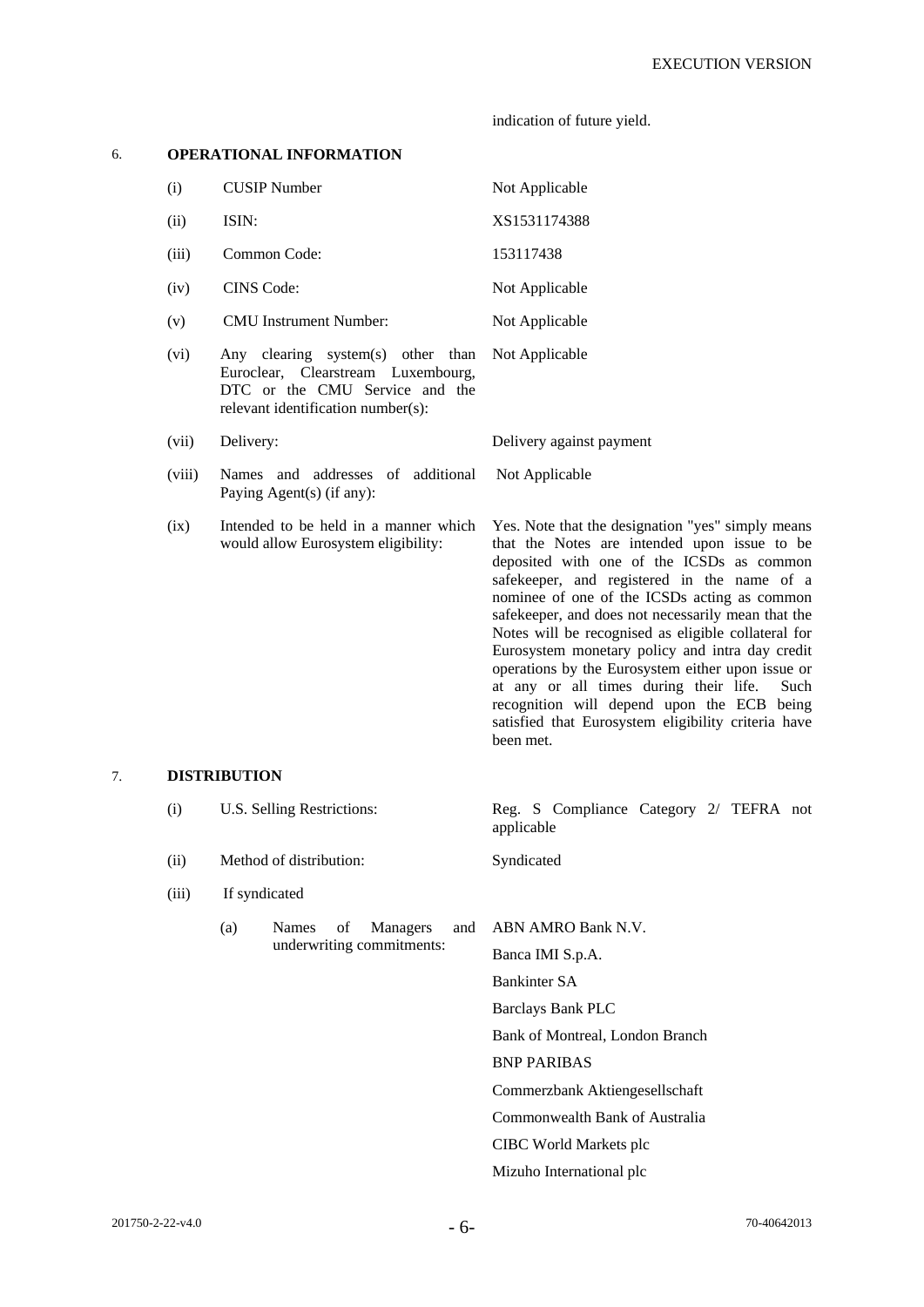indication of future yield.

## 6. OPERATIONAL INFORMATION

| | | |
|---|---|---|
| (i) | CUSIP Number | Not Applicable |
| (ii) | ISIN: | XS1531174388 |
| (iii) | Common Code: | 153117438 |
| (iv) | CINS Code: | Not Applicable |
| (v) | CMU Instrument Number: | Not Applicable |
| (vi) | Any clearing system(s) other than Euroclear, Clearstream Luxembourg, DTC or the CMU Service and the relevant identification number(s): | Not Applicable |
| (vii) | Delivery: | Delivery against payment |
| (viii) | Names and addresses of additional Paying Agent(s) (if any): | Not Applicable |
| (ix) | Intended to be held in a manner which would allow Eurosystem eligibility: | Yes. Note that the designation "yes" simply means that the Notes are intended upon issue to be deposited with one of the ICSDs as common safekeeper, and registered in the name of a nominee of one of the ICSDs acting as common safekeeper, and does not necessarily mean that the Notes will be recognised as eligible collateral for Eurosystem monetary policy and intra day credit operations by the Eurosystem either upon issue or at any or all times during their life. Such recognition will depend upon the ECB being satisfied that Eurosystem eligibility criteria have been met. |

## 7. DISTRIBUTION

| | | |
|---|---|---|
| (i) | U.S. Selling Restrictions: | Reg. S Compliance Category 2/ TEFRA not applicable |
| (ii) | Method of distribution: | Syndicated |
| (iii) | If syndicated | |
| | (a) Names of Managers and underwriting commitments: | ABN AMRO Bank N.V.<br>Banca IMI S.p.A.<br>Bankinter SA<br>Barclays Bank PLC<br>Bank of Montreal, London Branch<br>BNP PARIBAS<br>Commerzbank Aktiengesellschaft<br>Commonwealth Bank of Australia<br>CIBC World Markets plc<br>Mizuho International plc |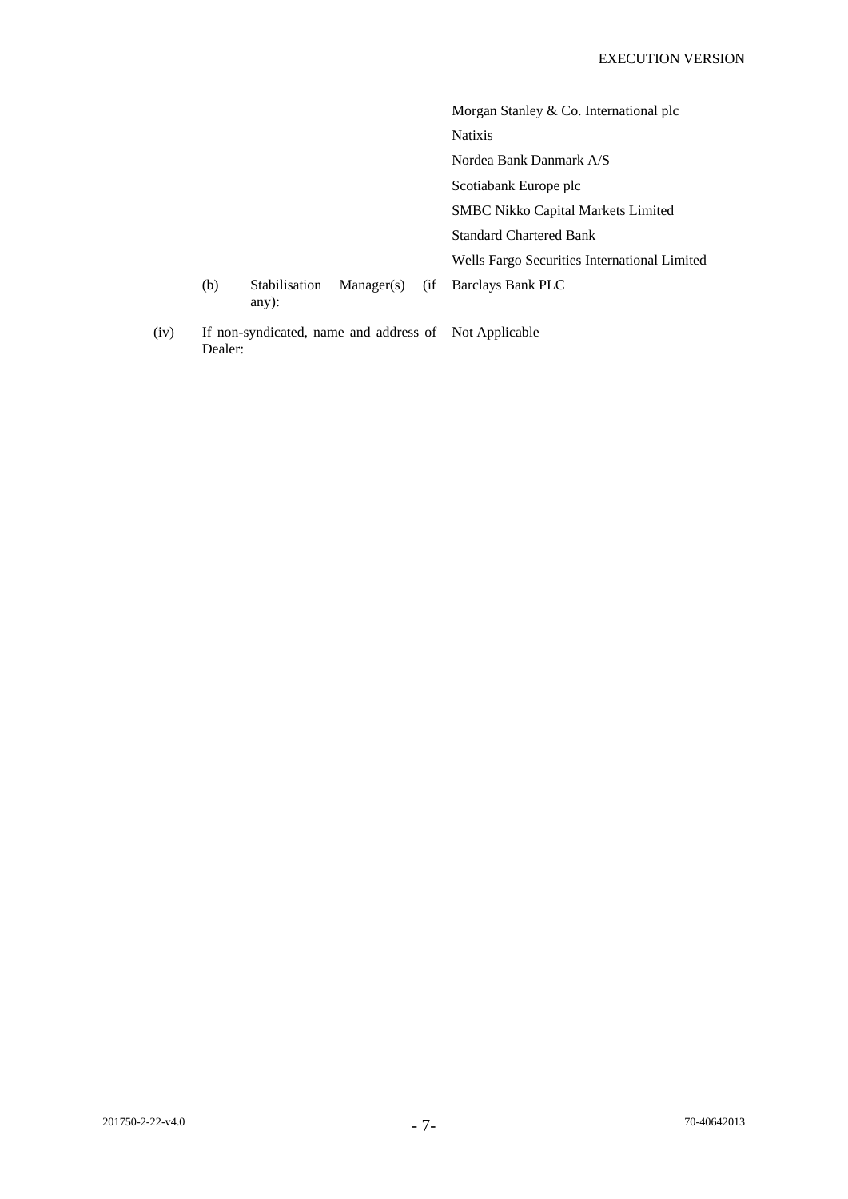| | | | |
|---|---|---|---|
| | | | Morgan Stanley & Co. International plc |
| | | | Natixis |
| | | | Nordea Bank Danmark A/S |
| | | | Scotiabank Europe plc |
| | | | SMBC Nikko Capital Markets Limited |
| | | | Standard Chartered Bank |
| | | | Wells Fargo Securities International Limited |
| | (b) | Stabilisation Manager(s) (if any): | Barclays Bank PLC |
| (iv) | If non-syndicated, name and address of Dealer: | | Not Applicable |